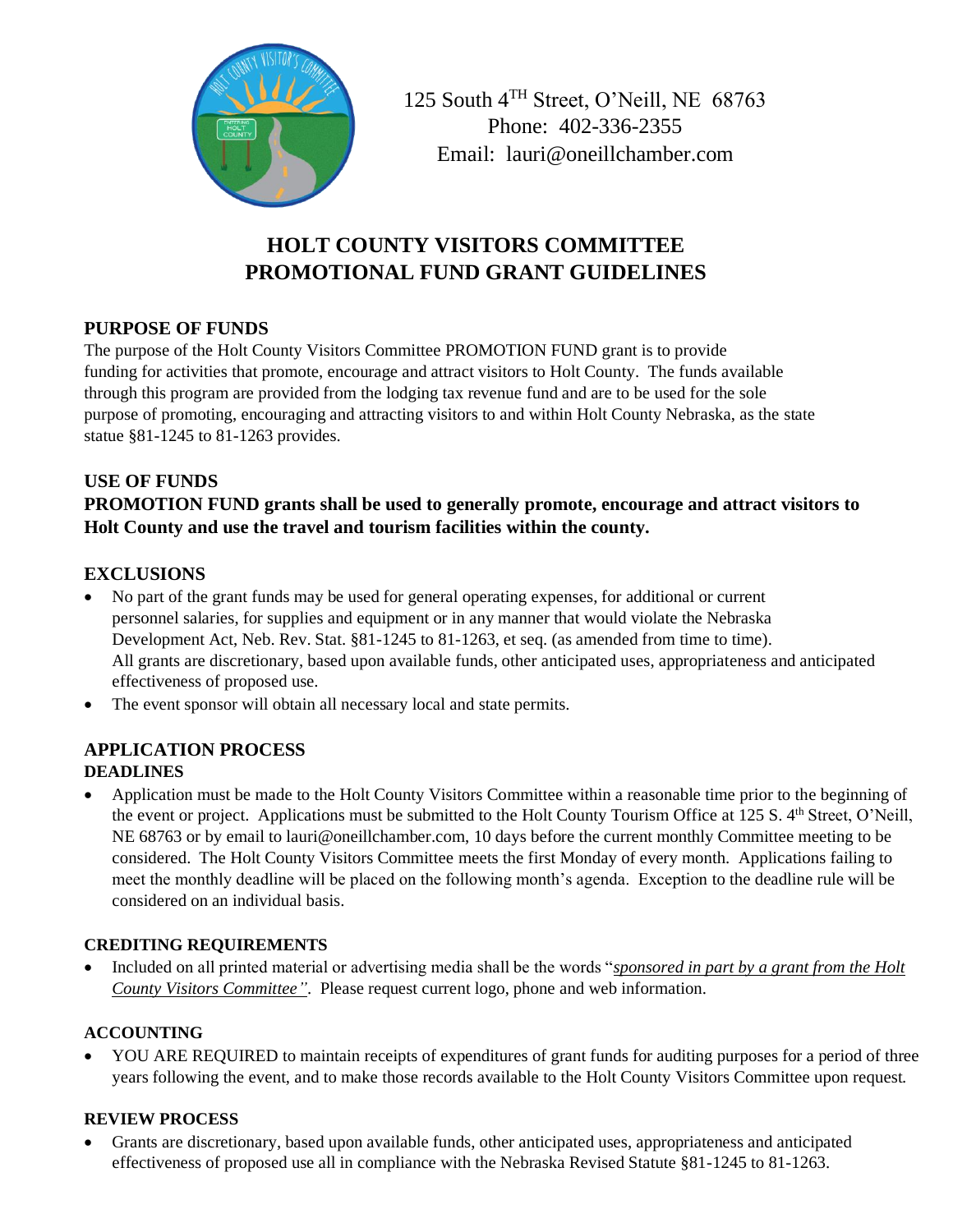125 South 4TH Street, O'Neill, NE 68763
Phone: 402-336-2355
Email: lauri@oneillchamber.com

# HOLT COUNTY VISITORS COMMITTEE PROMOTIONAL FUND GRANT GUIDELINES

## PURPOSE OF FUNDS

The purpose of the Holt County Visitors Committee PROMOTION FUND grant is to provide funding for activities that promote, encourage and attract visitors to Holt County. The funds available through this program are provided from the lodging tax revenue fund and are to be used for the sole purpose of promoting, encouraging and attracting visitors to and within Holt County Nebraska, as the state statue §81-1245 to 81-1263 provides.

## USE OF FUNDS

**PROMOTION FUND grants shall be used to generally promote, encourage and attract visitors to Holt County and use the travel and tourism facilities within the county.**

## EXCLUSIONS

- No part of the grant funds may be used for general operating expenses, for additional or current personnel salaries, for supplies and equipment or in any manner that would violate the Nebraska Development Act, Neb. Rev. Stat. §81-1245 to 81-1263, et seq. (as amended from time to time). All grants are discretionary, based upon available funds, other anticipated uses, appropriateness and anticipated effectiveness of proposed use.
- The event sponsor will obtain all necessary local and state permits.

## APPLICATION PROCESS

### DEADLINES

- Application must be made to the Holt County Visitors Committee within a reasonable time prior to the beginning of the event or project. Applications must be submitted to the Holt County Tourism Office at 125 S. 4th Street, O'Neill, NE 68763 or by email to lauri@oneillchamber.com, 10 days before the current monthly Committee meeting to be considered. The Holt County Visitors Committee meets the first Monday of every month. Applications failing to meet the monthly deadline will be placed on the following month's agenda. Exception to the deadline rule will be considered on an individual basis.

### CREDITING REQUIREMENTS

- Included on all printed material or advertising media shall be the words "*sponsored in part by a grant from the Holt County Visitors Committee"*. Please request current logo, phone and web information.

### ACCOUNTING

- YOU ARE REQUIRED to maintain receipts of expenditures of grant funds for auditing purposes for a period of three years following the event, and to make those records available to the Holt County Visitors Committee upon request.

### REVIEW PROCESS

- Grants are discretionary, based upon available funds, other anticipated uses, appropriateness and anticipated effectiveness of proposed use all in compliance with the Nebraska Revised Statute §81-1245 to 81-1263.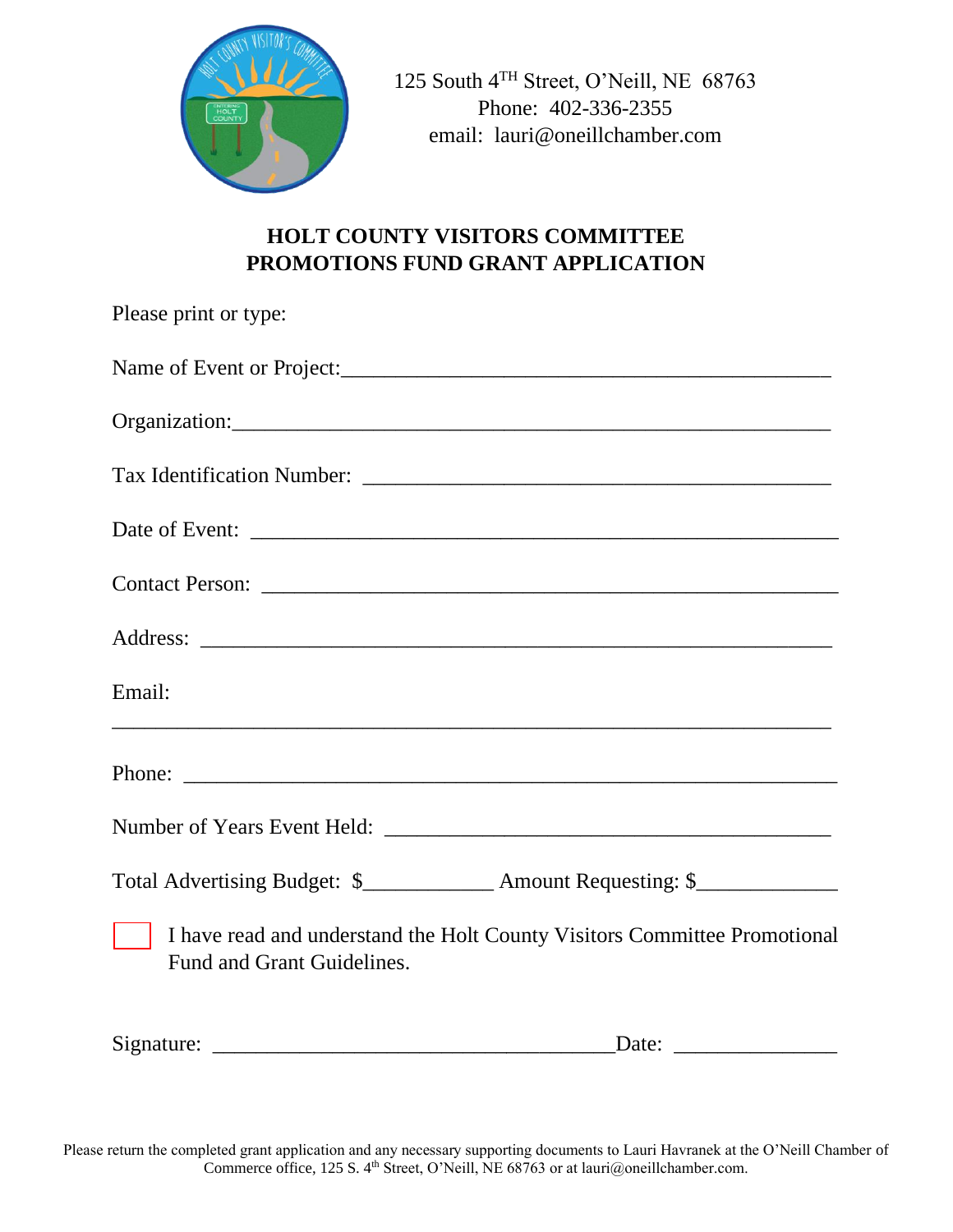125 South 4TH Street, O'Neill, NE 68763
Phone: 402-336-2355
email: lauri@oneillchamber.com

## HOLT COUNTY VISITORS COMMITTEE
## PROMOTIONS FUND GRANT APPLICATION

Please print or type:

Name of Event or Project:_______________________________________________

Organization:_______________________________________________________

Tax Identification Number: ____________________________________________

Date of Event: ________________________________________________________

Contact Person: _______________________________________________________

Address: ____________________________________________________________

Email:

_______________________________________________________________

Phone: ______________________________________________________________

Number of Years Event Held: __________________________________________

Total Advertising Budget: $____________ Amount Requesting: $_____________

☐ I have read and understand the Holt County Visitors Committee Promotional Fund and Grant Guidelines.

Signature: ____________________________________Date: _______________

Please return the completed grant application and any necessary supporting documents to Lauri Havranek at the O'Neill Chamber of Commerce office, 125 S. 4th Street, O'Neill, NE 68763 or at lauri@oneillchamber.com.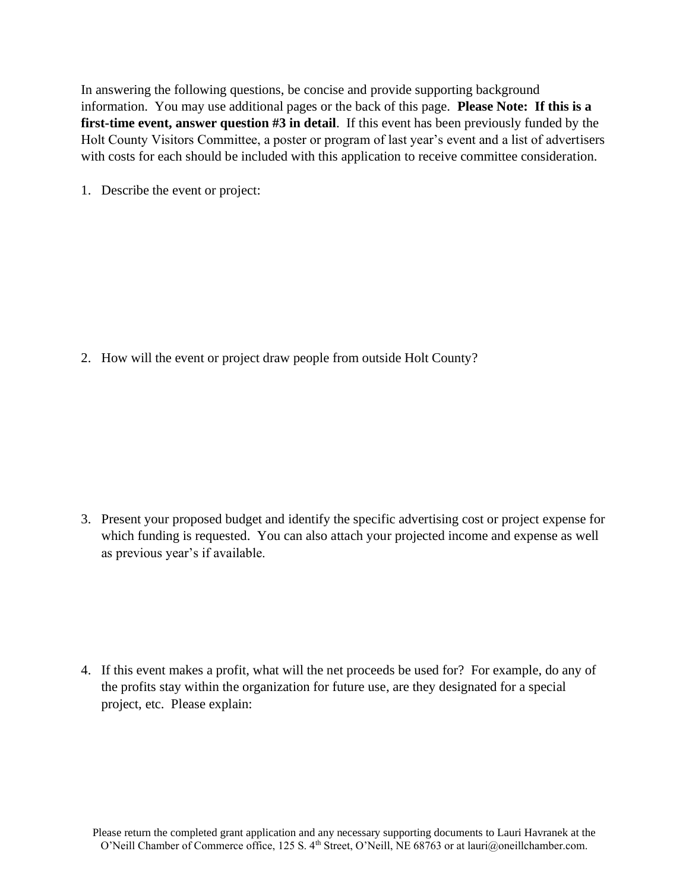In answering the following questions, be concise and provide supporting background information. You may use additional pages or the back of this page. **Please Note: If this is a first-time event, answer question #3 in detail**. If this event has been previously funded by the Holt County Visitors Committee, a poster or program of last year's event and a list of advertisers with costs for each should be included with this application to receive committee consideration.

1. Describe the event or project:

2. How will the event or project draw people from outside Holt County?

3. Present your proposed budget and identify the specific advertising cost or project expense for which funding is requested. You can also attach your projected income and expense as well as previous year's if available.

4. If this event makes a profit, what will the net proceeds be used for? For example, do any of the profits stay within the organization for future use, are they designated for a special project, etc. Please explain:

Please return the completed grant application and any necessary supporting documents to Lauri Havranek at the O'Neill Chamber of Commerce office, 125 S. 4th Street, O'Neill, NE 68763 or at lauri@oneillchamber.com.